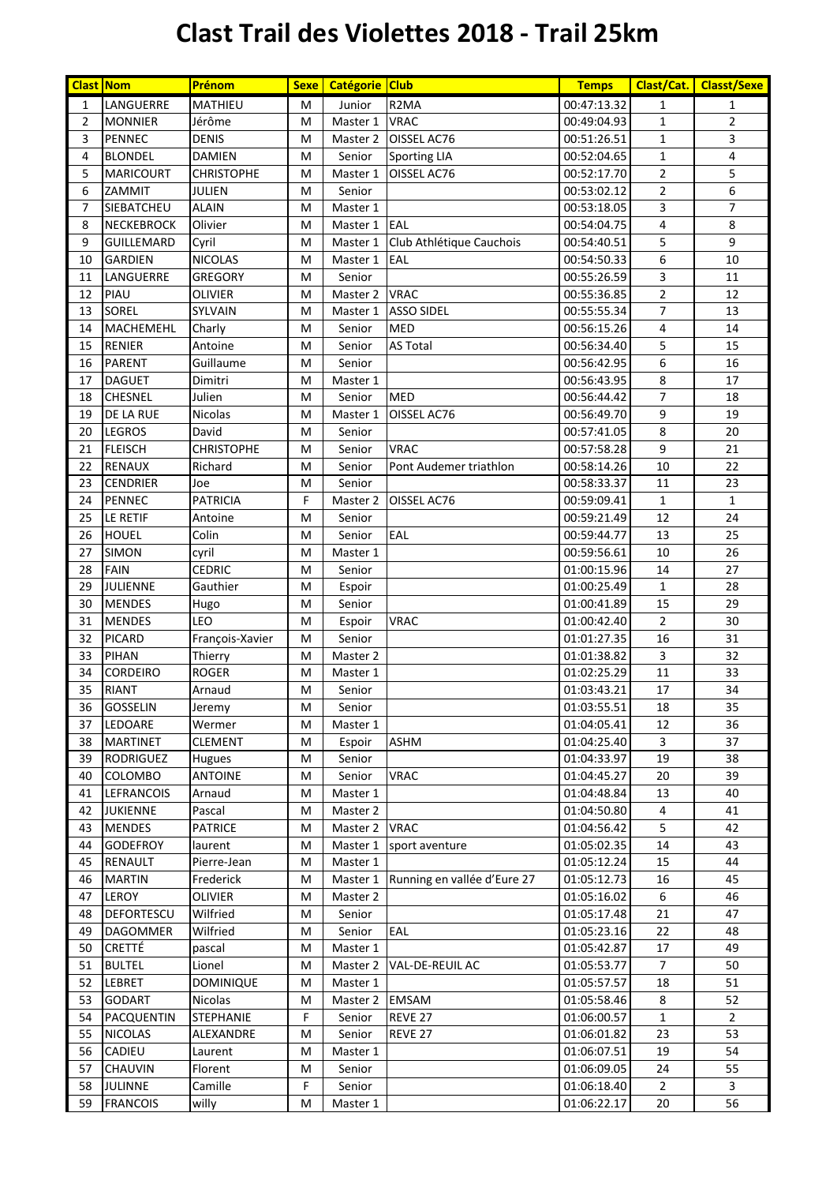# Clast Trail des Violettes 2018 - Trail 25km

| Clast | Nom | Prénom | Sexe | Catégorie | Club | Temps | Clast/Cat. | Classt/Sexe |
|---|---|---|---|---|---|---|---|---|
| 1 | LANGUERRE | MATHIEU | M | Junior | R2MA | 00:47:13.32 | 1 | 1 |
| 2 | MONNIER | Jérôme | M | Master 1 | VRAC | 00:49:04.93 | 1 | 2 |
| 3 | PENNEC | DENIS | M | Master 2 | OISSEL AC76 | 00:51:26.51 | 1 | 3 |
| 4 | BLONDEL | DAMIEN | M | Senior | Sporting LIA | 00:52:04.65 | 1 | 4 |
| 5 | MARICOURT | CHRISTOPHE | M | Master 1 | OISSEL AC76 | 00:52:17.70 | 2 | 5 |
| 6 | ZAMMIT | JULIEN | M | Senior | | 00:53:02.12 | 2 | 6 |
| 7 | SIEBATCHEU | ALAIN | M | Master 1 | | 00:53:18.05 | 3 | 7 |
| 8 | NECKEBROCK | Olivier | M | Master 1 | EAL | 00:54:04.75 | 4 | 8 |
| 9 | GUILLEMARD | Cyril | M | Master 1 | Club Athlétique Cauchois | 00:54:40.51 | 5 | 9 |
| 10 | GARDIEN | NICOLAS | M | Master 1 | EAL | 00:54:50.33 | 6 | 10 |
| 11 | LANGUERRE | GREGORY | M | Senior | | 00:55:26.59 | 3 | 11 |
| 12 | PIAU | OLIVIER | M | Master 2 | VRAC | 00:55:36.85 | 2 | 12 |
| 13 | SOREL | SYLVAIN | M | Master 1 | ASSO SIDEL | 00:55:55.34 | 7 | 13 |
| 14 | MACHEMEHL | Charly | M | Senior | MED | 00:56:15.26 | 4 | 14 |
| 15 | RENIER | Antoine | M | Senior | AS Total | 00:56:34.40 | 5 | 15 |
| 16 | PARENT | Guillaume | M | Senior | | 00:56:42.95 | 6 | 16 |
| 17 | DAGUET | Dimitri | M | Master 1 | | 00:56:43.95 | 8 | 17 |
| 18 | CHESNEL | Julien | M | Senior | MED | 00:56:44.42 | 7 | 18 |
| 19 | DE LA RUE | Nicolas | M | Master 1 | OISSEL AC76 | 00:56:49.70 | 9 | 19 |
| 20 | LEGROS | David | M | Senior | | 00:57:41.05 | 8 | 20 |
| 21 | FLEISCH | CHRISTOPHE | M | Senior | VRAC | 00:57:58.28 | 9 | 21 |
| 22 | RENAUX | Richard | M | Senior | Pont Audemer triathlon | 00:58:14.26 | 10 | 22 |
| 23 | CENDRIER | Joe | M | Senior | | 00:58:33.37 | 11 | 23 |
| 24 | PENNEC | PATRICIA | F | Master 2 | OISSEL AC76 | 00:59:09.41 | 1 | 1 |
| 25 | LE RETIF | Antoine | M | Senior | | 00:59:21.49 | 12 | 24 |
| 26 | HOUEL | Colin | M | Senior | EAL | 00:59:44.77 | 13 | 25 |
| 27 | SIMON | cyril | M | Master 1 | | 00:59:56.61 | 10 | 26 |
| 28 | FAIN | CEDRIC | M | Senior | | 01:00:15.96 | 14 | 27 |
| 29 | JULIENNE | Gauthier | M | Espoir | | 01:00:25.49 | 1 | 28 |
| 30 | MENDES | Hugo | M | Senior | | 01:00:41.89 | 15 | 29 |
| 31 | MENDES | LEO | M | Espoir | VRAC | 01:00:42.40 | 2 | 30 |
| 32 | PICARD | François-Xavier | M | Senior | | 01:01:27.35 | 16 | 31 |
| 33 | PIHAN | Thierry | M | Master 2 | | 01:01:38.82 | 3 | 32 |
| 34 | CORDEIRO | ROGER | M | Master 1 | | 01:02:25.29 | 11 | 33 |
| 35 | RIANT | Arnaud | M | Senior | | 01:03:43.21 | 17 | 34 |
| 36 | GOSSELIN | Jeremy | M | Senior | | 01:03:55.51 | 18 | 35 |
| 37 | LEDOARE | Wermer | M | Master 1 | | 01:04:05.41 | 12 | 36 |
| 38 | MARTINET | CLEMENT | M | Espoir | ASHM | 01:04:25.40 | 3 | 37 |
| 39 | RODRIGUEZ | Hugues | M | Senior | | 01:04:33.97 | 19 | 38 |
| 40 | COLOMBO | ANTOINE | M | Senior | VRAC | 01:04:45.27 | 20 | 39 |
| 41 | LEFRANCOIS | Arnaud | M | Master 1 | | 01:04:48.84 | 13 | 40 |
| 42 | JUKIENNE | Pascal | M | Master 2 | | 01:04:50.80 | 4 | 41 |
| 43 | MENDES | PATRICE | M | Master 2 | VRAC | 01:04:56.42 | 5 | 42 |
| 44 | GODEFROY | laurent | M | Master 1 | sport aventure | 01:05:02.35 | 14 | 43 |
| 45 | RENAULT | Pierre-Jean | M | Master 1 | | 01:05:12.24 | 15 | 44 |
| 46 | MARTIN | Frederick | M | Master 1 | Running en vallée d'Eure 27 | 01:05:12.73 | 16 | 45 |
| 47 | LEROY | OLIVIER | M | Master 2 | | 01:05:16.02 | 6 | 46 |
| 48 | DEFORTESCU | Wilfried | M | Senior | | 01:05:17.48 | 21 | 47 |
| 49 | DAGOMMER | Wilfried | M | Senior | EAL | 01:05:23.16 | 22 | 48 |
| 50 | CRETTÉ | pascal | M | Master 1 | | 01:05:42.87 | 17 | 49 |
| 51 | BULTEL | Lionel | M | Master 2 | VAL-DE-REUIL AC | 01:05:53.77 | 7 | 50 |
| 52 | LEBRET | DOMINIQUE | M | Master 1 | | 01:05:57.57 | 18 | 51 |
| 53 | GODART | Nicolas | M | Master 2 | EMSAM | 01:05:58.46 | 8 | 52 |
| 54 | PACQUENTIN | STEPHANIE | F | Senior | REVE 27 | 01:06:00.57 | 1 | 2 |
| 55 | NICOLAS | ALEXANDRE | M | Senior | REVE 27 | 01:06:01.82 | 23 | 53 |
| 56 | CADIEU | Laurent | M | Master 1 | | 01:06:07.51 | 19 | 54 |
| 57 | CHAUVIN | Florent | M | Senior | | 01:06:09.05 | 24 | 55 |
| 58 | JULINNE | Camille | F | Senior | | 01:06:18.40 | 2 | 3 |
| 59 | FRANCOIS | willy | M | Master 1 | | 01:06:22.17 | 20 | 56 |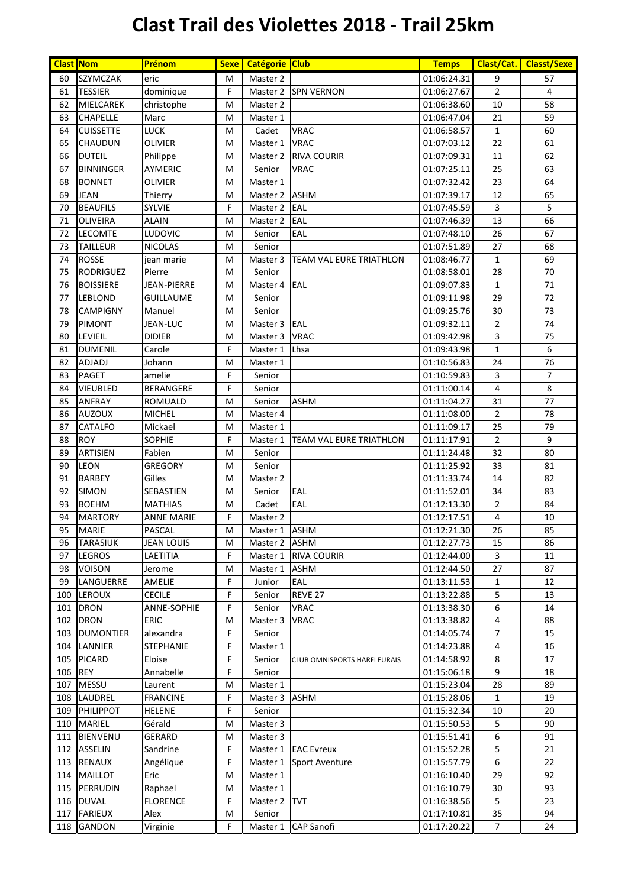# Clast Trail des Violettes 2018 - Trail 25km

| Clast | Nom | Prénom | Sexe | Catégorie | Club | Temps | Clast/Cat. | Classt/Sexe |
|---|---|---|---|---|---|---|---|---|
| 60 | SZYMCZAK | eric | M | Master 2 | | 01:06:24.31 | 9 | 57 |
| 61 | TESSIER | dominique | F | Master 2 | SPN VERNON | 01:06:27.67 | 2 | 4 |
| 62 | MIELCAREK | christophe | M | Master 2 | | 01:06:38.60 | 10 | 58 |
| 63 | CHAPELLE | Marc | M | Master 1 | | 01:06:47.04 | 21 | 59 |
| 64 | CUISSETTE | LUCK | M | Cadet | VRAC | 01:06:58.57 | 1 | 60 |
| 65 | CHAUDUN | OLIVIER | M | Master 1 | VRAC | 01:07:03.12 | 22 | 61 |
| 66 | DUTEIL | Philippe | M | Master 2 | RIVA COURIR | 01:07:09.31 | 11 | 62 |
| 67 | BINNINGER | AYMERIC | M | Senior | VRAC | 01:07:25.11 | 25 | 63 |
| 68 | BONNET | OLIVIER | M | Master 1 | | 01:07:32.42 | 23 | 64 |
| 69 | JEAN | Thierry | M | Master 2 | ASHM | 01:07:39.17 | 12 | 65 |
| 70 | BEAUFILS | SYLVIE | F | Master 2 | EAL | 01:07:45.59 | 3 | 5 |
| 71 | OLIVEIRA | ALAIN | M | Master 2 | EAL | 01:07:46.39 | 13 | 66 |
| 72 | LECOMTE | LUDOVIC | M | Senior | EAL | 01:07:48.10 | 26 | 67 |
| 73 | TAILLEUR | NICOLAS | M | Senior | | 01:07:51.89 | 27 | 68 |
| 74 | ROSSE | jean marie | M | Master 3 | TEAM VAL EURE TRIATHLON | 01:08:46.77 | 1 | 69 |
| 75 | RODRIGUEZ | Pierre | M | Senior | | 01:08:58.01 | 28 | 70 |
| 76 | BOISSIERE | JEAN-PIERRE | M | Master 4 | EAL | 01:09:07.83 | 1 | 71 |
| 77 | LEBLOND | GUILLAUME | M | Senior | | 01:09:11.98 | 29 | 72 |
| 78 | CAMPIGNY | Manuel | M | Senior | | 01:09:25.76 | 30 | 73 |
| 79 | PIMONT | JEAN-LUC | M | Master 3 | EAL | 01:09:32.11 | 2 | 74 |
| 80 | LEVIEIL | DIDIER | M | Master 3 | VRAC | 01:09:42.98 | 3 | 75 |
| 81 | DUMENIL | Carole | F | Master 1 | Lhsa | 01:09:43.98 | 1 | 6 |
| 82 | ADJADJ | Johann | M | Master 1 | | 01:10:56.83 | 24 | 76 |
| 83 | PAGET | amelie | F | Senior | | 01:10:59.83 | 3 | 7 |
| 84 | VIEUBLED | BERANGERE | F | Senior | | 01:11:00.14 | 4 | 8 |
| 85 | ANFRAY | ROMUALD | M | Senior | ASHM | 01:11:04.27 | 31 | 77 |
| 86 | AUZOUX | MICHEL | M | Master 4 | | 01:11:08.00 | 2 | 78 |
| 87 | CATALFO | Mickael | M | Master 1 | | 01:11:09.17 | 25 | 79 |
| 88 | ROY | SOPHIE | F | Master 1 | TEAM VAL EURE TRIATHLON | 01:11:17.91 | 2 | 9 |
| 89 | ARTISIEN | Fabien | M | Senior | | 01:11:24.48 | 32 | 80 |
| 90 | LEON | GREGORY | M | Senior | | 01:11:25.92 | 33 | 81 |
| 91 | BARBEY | Gilles | M | Master 2 | | 01:11:33.74 | 14 | 82 |
| 92 | SIMON | SEBASTIEN | M | Senior | EAL | 01:11:52.01 | 34 | 83 |
| 93 | BOEHM | MATHIAS | M | Cadet | EAL | 01:12:13.30 | 2 | 84 |
| 94 | MARTORY | ANNE MARIE | F | Master 2 | | 01:12:17.51 | 4 | 10 |
| 95 | MARIE | PASCAL | M | Master 1 | ASHM | 01:12:21.30 | 26 | 85 |
| 96 | TARASIUK | JEAN LOUIS | M | Master 2 | ASHM | 01:12:27.73 | 15 | 86 |
| 97 | LEGROS | LAETITIA | F | Master 1 | RIVA COURIR | 01:12:44.00 | 3 | 11 |
| 98 | VOISON | Jerome | M | Master 1 | ASHM | 01:12:44.50 | 27 | 87 |
| 99 | LANGUERRE | AMELIE | F | Junior | EAL | 01:13:11.53 | 1 | 12 |
| 100 | LEROUX | CECILE | F | Senior | REVE 27 | 01:13:22.88 | 5 | 13 |
| 101 | DRON | ANNE-SOPHIE | F | Senior | VRAC | 01:13:38.30 | 6 | 14 |
| 102 | DRON | ERIC | M | Master 3 | VRAC | 01:13:38.82 | 4 | 88 |
| 103 | DUMONTIER | alexandra | F | Senior | | 01:14:05.74 | 7 | 15 |
| 104 | LANNIER | STEPHANIE | F | Master 1 | | 01:14:23.88 | 4 | 16 |
| 105 | PICARD | Eloise | F | Senior | CLUB OMNISPORTS HARFLEURAIS | 01:14:58.92 | 8 | 17 |
| 106 | REY | Annabelle | F | Senior | | 01:15:06.18 | 9 | 18 |
| 107 | MESSU | Laurent | M | Master 1 | | 01:15:23.04 | 28 | 89 |
| 108 | LAUDREL | FRANCINE | F | Master 3 | ASHM | 01:15:28.06 | 1 | 19 |
| 109 | PHILIPPOT | HELENE | F | Senior | | 01:15:32.34 | 10 | 20 |
| 110 | MARIEL | Gérald | M | Master 3 | | 01:15:50.53 | 5 | 90 |
| 111 | BIENVENU | GERARD | M | Master 3 | | 01:15:51.41 | 6 | 91 |
| 112 | ASSELIN | Sandrine | F | Master 1 | EAC Evreux | 01:15:52.28 | 5 | 21 |
| 113 | RENAUX | Angélique | F | Master 1 | Sport Aventure | 01:15:57.79 | 6 | 22 |
| 114 | MAILLOT | Eric | M | Master 1 | | 01:16:10.40 | 29 | 92 |
| 115 | PERRUDIN | Raphael | M | Master 1 | | 01:16:10.79 | 30 | 93 |
| 116 | DUVAL | FLORENCE | F | Master 2 | TVT | 01:16:38.56 | 5 | 23 |
| 117 | FARIEUX | Alex | M | Senior | | 01:17:10.81 | 35 | 94 |
| 118 | GANDON | Virginie | F | Master 1 | CAP Sanofi | 01:17:20.22 | 7 | 24 |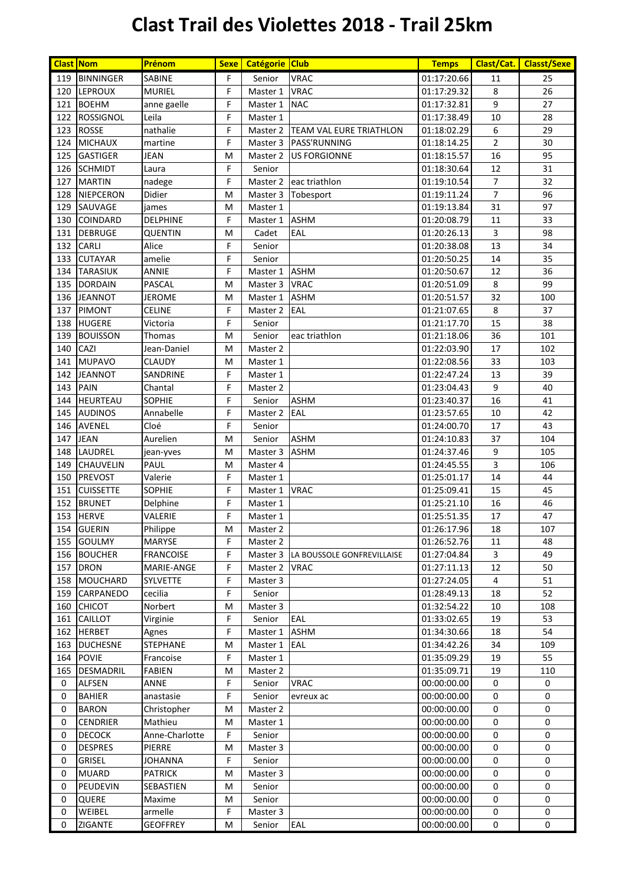# Clast Trail des Violettes 2018 - Trail 25km

| Clast | Nom | Prénom | Sexe | Catégorie | Club | Temps | Clast/Cat. | Classt/Sexe |
|---|---|---|---|---|---|---|---|---|
| 119 | BINNINGER | SABINE | F | Senior | VRAC | 01:17:20.66 | 11 | 25 |
| 120 | LEPROUX | MURIEL | F | Master 1 | VRAC | 01:17:29.32 | 8 | 26 |
| 121 | BOEHM | anne gaelle | F | Master 1 | NAC | 01:17:32.81 | 9 | 27 |
| 122 | ROSSIGNOL | Leila | F | Master 1 | | 01:17:38.49 | 10 | 28 |
| 123 | ROSSE | nathalie | F | Master 2 | TEAM VAL EURE TRIATHLON | 01:18:02.29 | 6 | 29 |
| 124 | MICHAUX | martine | F | Master 3 | PASS'RUNNING | 01:18:14.25 | 2 | 30 |
| 125 | GASTIGER | JEAN | M | Master 2 | US FORGIONNE | 01:18:15.57 | 16 | 95 |
| 126 | SCHMIDT | Laura | F | Senior | | 01:18:30.64 | 12 | 31 |
| 127 | MARTIN | nadege | F | Master 2 | eac triathlon | 01:19:10.54 | 7 | 32 |
| 128 | NIEPCERON | Didier | M | Master 3 | Tobesport | 01:19:11.24 | 7 | 96 |
| 129 | SAUVAGE | james | M | Master 1 | | 01:19:13.84 | 31 | 97 |
| 130 | COINDARD | DELPHINE | F | Master 1 | ASHM | 01:20:08.79 | 11 | 33 |
| 131 | DEBRUGE | QUENTIN | M | Cadet | EAL | 01:20:26.13 | 3 | 98 |
| 132 | CARLI | Alice | F | Senior | | 01:20:38.08 | 13 | 34 |
| 133 | CUTAYAR | amelie | F | Senior | | 01:20:50.25 | 14 | 35 |
| 134 | TARASIUK | ANNIE | F | Master 1 | ASHM | 01:20:50.67 | 12 | 36 |
| 135 | DORDAIN | PASCAL | M | Master 3 | VRAC | 01:20:51.09 | 8 | 99 |
| 136 | JEANNOT | JEROME | M | Master 1 | ASHM | 01:20:51.57 | 32 | 100 |
| 137 | PIMONT | CELINE | F | Master 2 | EAL | 01:21:07.65 | 8 | 37 |
| 138 | HUGERE | Victoria | F | Senior | | 01:21:17.70 | 15 | 38 |
| 139 | BOUISSON | Thomas | M | Senior | eac triathlon | 01:21:18.06 | 36 | 101 |
| 140 | CAZI | Jean-Daniel | M | Master 2 | | 01:22:03.90 | 17 | 102 |
| 141 | MUPAVO | CLAUDY | M | Master 1 | | 01:22:08.56 | 33 | 103 |
| 142 | JEANNOT | SANDRINE | F | Master 1 | | 01:22:47.24 | 13 | 39 |
| 143 | PAIN | Chantal | F | Master 2 | | 01:23:04.43 | 9 | 40 |
| 144 | HEURTEAU | SOPHIE | F | Senior | ASHM | 01:23:40.37 | 16 | 41 |
| 145 | AUDINOS | Annabelle | F | Master 2 | EAL | 01:23:57.65 | 10 | 42 |
| 146 | AVENEL | Cloé | F | Senior | | 01:24:00.70 | 17 | 43 |
| 147 | JEAN | Aurelien | M | Senior | ASHM | 01:24:10.83 | 37 | 104 |
| 148 | LAUDREL | jean-yves | M | Master 3 | ASHM | 01:24:37.46 | 9 | 105 |
| 149 | CHAUVELIN | PAUL | M | Master 4 | | 01:24:45.55 | 3 | 106 |
| 150 | PREVOST | Valerie | F | Master 1 | | 01:25:01.17 | 14 | 44 |
| 151 | CUISSETTE | SOPHIE | F | Master 1 | VRAC | 01:25:09.41 | 15 | 45 |
| 152 | BRUNET | Delphine | F | Master 1 | | 01:25:21.10 | 16 | 46 |
| 153 | HERVE | VALERIE | F | Master 1 | | 01:25:51.35 | 17 | 47 |
| 154 | GUERIN | Philippe | M | Master 2 | | 01:26:17.96 | 18 | 107 |
| 155 | GOULMY | MARYSE | F | Master 2 | | 01:26:52.76 | 11 | 48 |
| 156 | BOUCHER | FRANCOISE | F | Master 3 | LA BOUSSOLE GONFREVILLAISE | 01:27:04.84 | 3 | 49 |
| 157 | DRON | MARIE-ANGE | F | Master 2 | VRAC | 01:27:11.13 | 12 | 50 |
| 158 | MOUCHARD | SYLVETTE | F | Master 3 | | 01:27:24.05 | 4 | 51 |
| 159 | CARPANEDO | cecilia | F | Senior | | 01:28:49.13 | 18 | 52 |
| 160 | CHICOT | Norbert | M | Master 3 | | 01:32:54.22 | 10 | 108 |
| 161 | CAILLOT | Virginie | F | Senior | EAL | 01:33:02.65 | 19 | 53 |
| 162 | HERBET | Agnes | F | Master 1 | ASHM | 01:34:30.66 | 18 | 54 |
| 163 | DUCHESNE | STEPHANE | M | Master 1 | EAL | 01:34:42.26 | 34 | 109 |
| 164 | POVIE | Francoise | F | Master 1 | | 01:35:09.29 | 19 | 55 |
| 165 | DESMADRIL | FABIEN | M | Master 2 | | 01:35:09.71 | 19 | 110 |
| 0 | ALFSEN | ANNE | F | Senior | VRAC | 00:00:00.00 | 0 | 0 |
| 0 | BAHIER | anastasie | F | Senior | evreux ac | 00:00:00.00 | 0 | 0 |
| 0 | BARON | Christopher | M | Master 2 | | 00:00:00.00 | 0 | 0 |
| 0 | CENDRIER | Mathieu | M | Master 1 | | 00:00:00.00 | 0 | 0 |
| 0 | DECOCK | Anne-Charlotte | F | Senior | | 00:00:00.00 | 0 | 0 |
| 0 | DESPRES | PIERRE | M | Master 3 | | 00:00:00.00 | 0 | 0 |
| 0 | GRISEL | JOHANNA | F | Senior | | 00:00:00.00 | 0 | 0 |
| 0 | MUARD | PATRICK | M | Master 3 | | 00:00:00.00 | 0 | 0 |
| 0 | PEUDEVIN | SEBASTIEN | M | Senior | | 00:00:00.00 | 0 | 0 |
| 0 | QUERE | Maxime | M | Senior | | 00:00:00.00 | 0 | 0 |
| 0 | WEIBEL | armelle | F | Master 3 | | 00:00:00.00 | 0 | 0 |
| 0 | ZIGANTE | GEOFFREY | M | Senior | EAL | 00:00:00.00 | 0 | 0 |